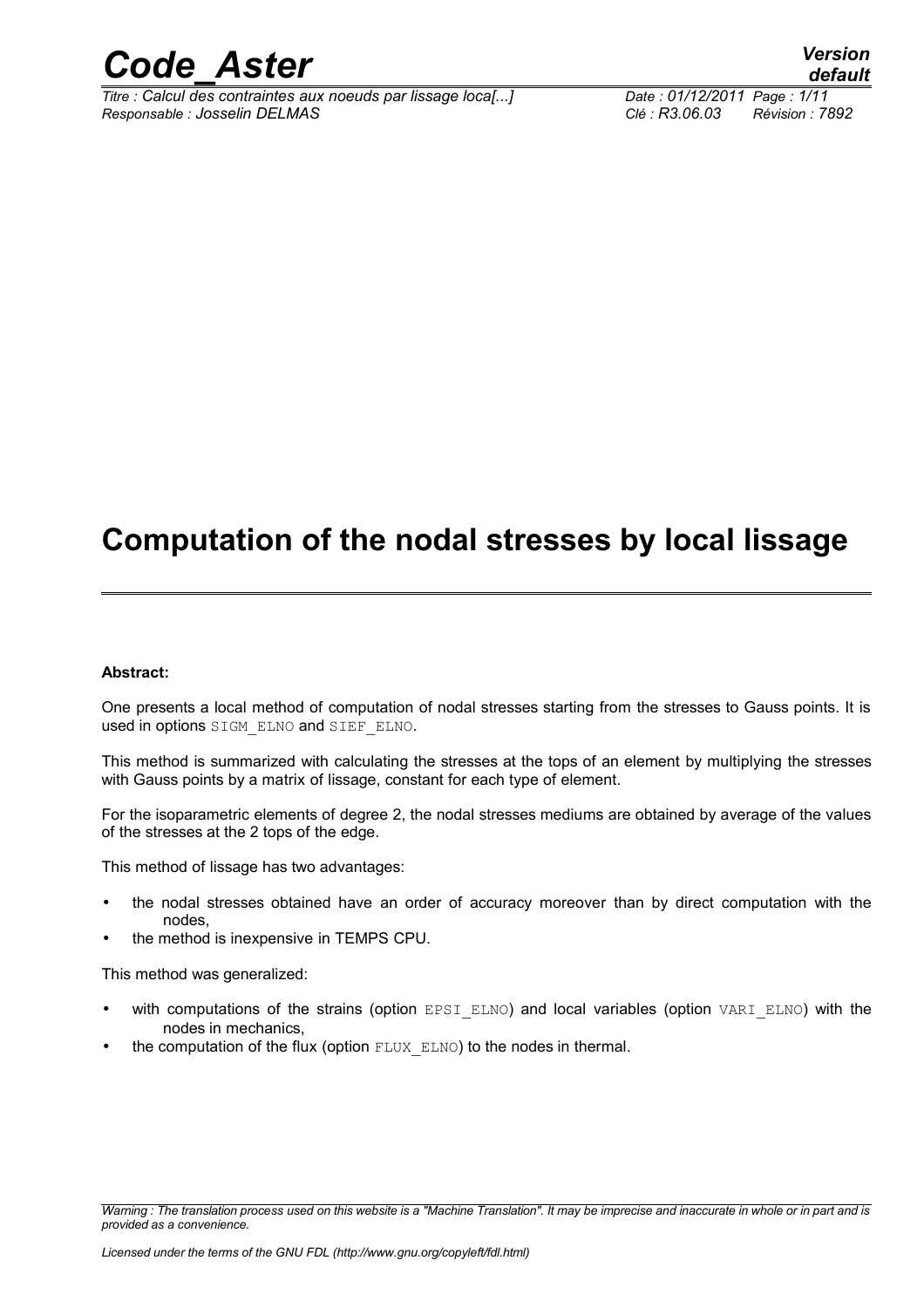# Computation of the nodal stresses by local lissage

**Abstract:**

One presents a local method of computation of nodal stresses starting from the stresses to Gauss points. It is used in options SIGM_ELNO and SIEF_ELNO.

This method is summarized with calculating the stresses at the tops of an element by multiplying the stresses with Gauss points by a matrix of lissage, constant for each type of element.

For the isoparametric elements of degree 2, the nodal stresses mediums are obtained by average of the values of the stresses at the 2 tops of the edge.

This method of lissage has two advantages:

- the nodal stresses obtained have an order of accuracy moreover than by direct computation with the nodes,
- the method is inexpensive in TEMPS CPU.

This method was generalized:

- with computations of the strains (option EPSI_ELNO) and local variables (option VARI_ELNO) with the nodes in mechanics,
- the computation of the flux (option FLUX_ELNO) to the nodes in thermal.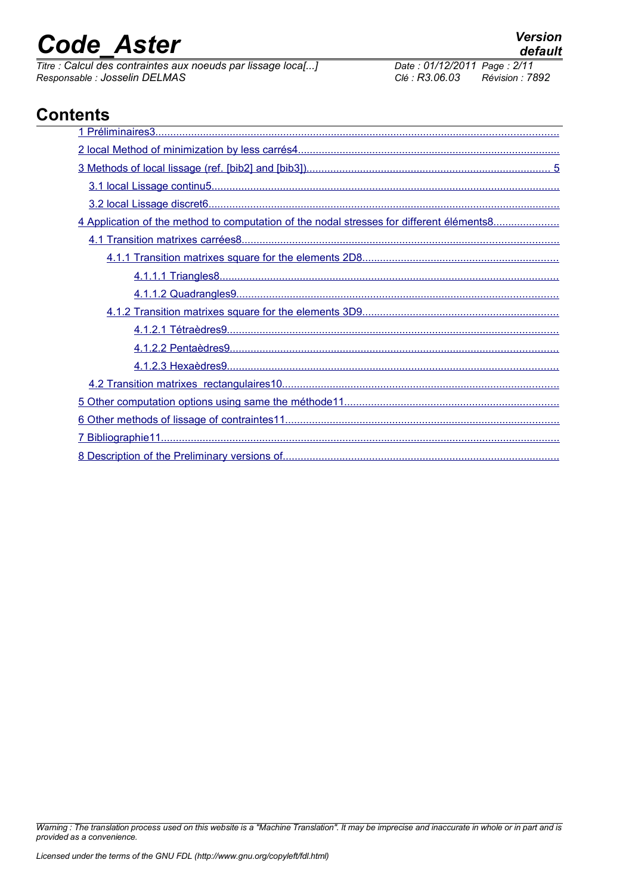# Contents

1 Préliminaires3

2 local Method of minimization by less carrés4

3 Methods of local lissage (ref. [bib2] and [bib3]) 5

3.1 local Lissage continu5

3.2 local Lissage discret6

4 Application of the method to computation of the nodal stresses for different éléments8

4.1 Transition matrixes carrées8

4.1.1 Transition matrixes square for the elements 2D8

4.1.1.1 Triangles8

4.1.1.2 Quadrangles9

4.1.2 Transition matrixes square for the elements 3D9

4.1.2.1 Tétraèdres9

4.1.2.2 Pentaèdres9

4.1.2.3 Hexaèdres9

4.2 Transition matrixes rectangulaires10

5 Other computation options using same the méthode11

6 Other methods of lissage of contraintes11

7 Bibliographie11

8 Description of the Preliminary versions of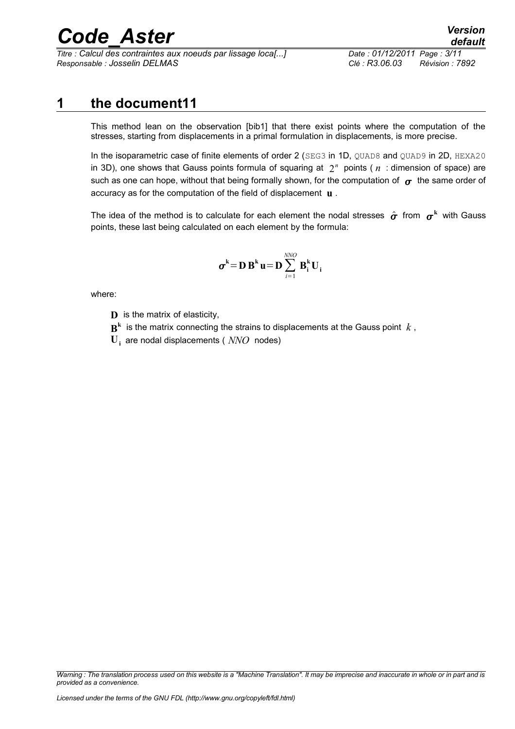# 1 the document11

This method lean on the observation [bib1] that there exist points where the computation of the stresses, starting from displacements in a primal formulation in displacements, is more precise.

In the isoparametric case of finite elements of order 2 (SEG3 in 1D, QUAD8 and QUAD9 in 2D, HEXA20 in 3D), one shows that Gauss points formula of squaring at $2^n$ points ( $n$ : dimension of space) are such as one can hope, without that being formally shown, for the computation of $\boldsymbol{\sigma}$ the same order of accuracy as for the computation of the field of displacement $\mathbf{u}$ .

The idea of the method is to calculate for each element the nodal stresses $\hat{\boldsymbol{\sigma}}$ from $\boldsymbol{\sigma}^{\mathbf{k}}$ with Gauss points, these last being calculated on each element by the formula:

$$\boldsymbol{\sigma}^{\mathbf{k}} = \mathbf{D}\,\mathbf{B}^{\mathbf{k}}\,\mathbf{u} = \mathbf{D}\sum_{i=1}^{NNO} \mathbf{B}_{\mathbf{i}}^{\mathbf{k}}\mathbf{U}_{\mathbf{i}}$$

where:

- $\mathbf{D}$ is the matrix of elasticity,
- $\mathbf{B}^{\mathbf{k}}$ is the matrix connecting the strains to displacements at the Gauss point $k$ ,
- $\mathbf{U}_{\mathbf{i}}$ are nodal displacements ( $NNO$ nodes)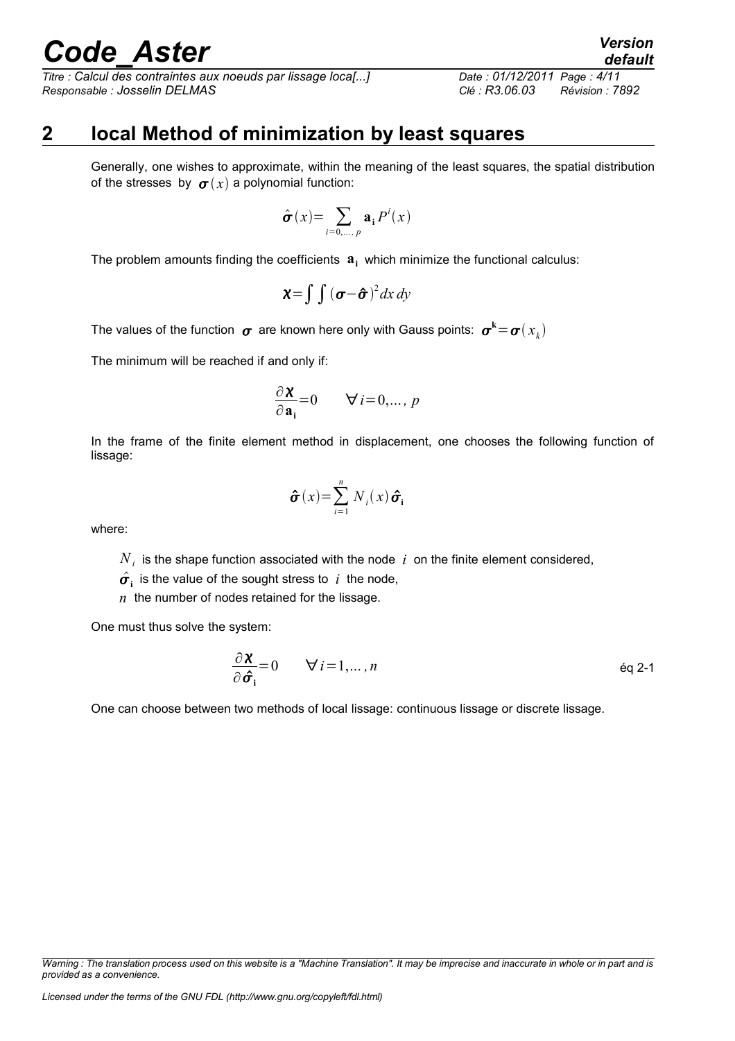## 2 local Method of minimization by least squares

Generally, one wishes to approximate, within the meaning of the least squares, the spatial distribution of the stresses by $\boldsymbol{\sigma}(x)$ a polynomial function:

$$\hat{\boldsymbol{\sigma}}(x)=\sum_{i=0,\dots,p}\mathbf{a}_{\mathbf{i}}P^{i}(x)$$

The problem amounts finding the coefficients $\mathbf{a}_{\mathbf{i}}$ which minimize the functional calculus:

$$\boldsymbol{\chi}=\int\int(\boldsymbol{\sigma}-\hat{\boldsymbol{\sigma}})^{2}dx\,dy$$

The values of the function $\boldsymbol{\sigma}$ are known here only with Gauss points: $\boldsymbol{\sigma}^{\mathbf{k}}=\boldsymbol{\sigma}(x_{k})$

The minimum will be reached if and only if:

$$\frac{\partial\boldsymbol{\chi}}{\partial\mathbf{a}_{\mathbf{i}}}=0\qquad\forall i=0,\dots,p$$

In the frame of the finite element method in displacement, one chooses the following function of lissage:

$$\hat{\boldsymbol{\sigma}}(x)=\sum_{i=1}^{n}N_{i}(x)\hat{\boldsymbol{\sigma}}_{\mathbf{i}}$$

where:

- $N_i$ is the shape function associated with the node $i$ on the finite element considered,
- $\hat{\boldsymbol{\sigma}}_{\mathbf{i}}$ is the value of the sought stress to $i$ the node,
- $n$ the number of nodes retained for the lissage.

One must thus solve the system:

$$\frac{\partial\boldsymbol{\chi}}{\partial\hat{\boldsymbol{\sigma}}_{\mathbf{i}}}=0\qquad\forall i=1,\dots,n \tag{éq 2-1}$$

One can choose between two methods of local lissage: continuous lissage or discrete lissage.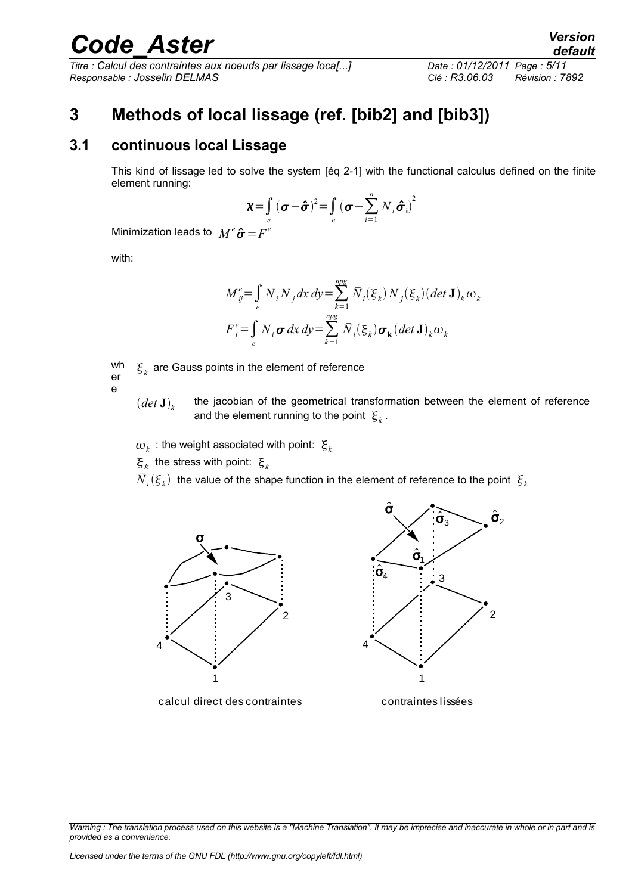# 3 Methods of local lissage (ref. [bib2] and [bib3])

## 3.1 continuous local Lissage

This kind of lissage led to solve the system [éq 2-1] with the functional calculus defined on the finite element running:

$$\boldsymbol{\chi}=\int_e (\boldsymbol{\sigma}-\hat{\boldsymbol{\sigma}})^2=\int_e \left(\boldsymbol{\sigma}-\sum_{i=1}^{n} N_i \hat{\boldsymbol{\sigma}}_{\mathbf{i}}\right)^2$$

Minimization leads to $M^e \hat{\boldsymbol{\sigma}}=F^e$

with:

$$M_{ij}^e=\int_e N_i N_j \, dx\, dy=\sum_{k=1}^{npg} \bar{N}_i(\xi_k) N_j(\xi_k)(\det \mathbf{J})_k \omega_k$$

$$F_i^e=\int_e N_i \boldsymbol{\sigma} \, dx\, dy=\sum_{k=1}^{npg} \bar{N}_i(\xi_k) \boldsymbol{\sigma}_{\mathbf{k}} (\det \mathbf{J})_k \omega_k$$

where $\xi_k$ are Gauss points in the element of reference

$(\det \mathbf{J})_k$ the jacobian of the geometrical transformation between the element of reference and the element running to the point $\xi_k$.

$\omega_k$ : the weight associated with point: $\xi_k$

$\xi_k$ the stress with point: $\xi_k$

$\bar{N}_i(\xi_k)$ the value of the shape function in the element of reference to the point $\xi_k$

calcul direct des contraintes

contraintes lissées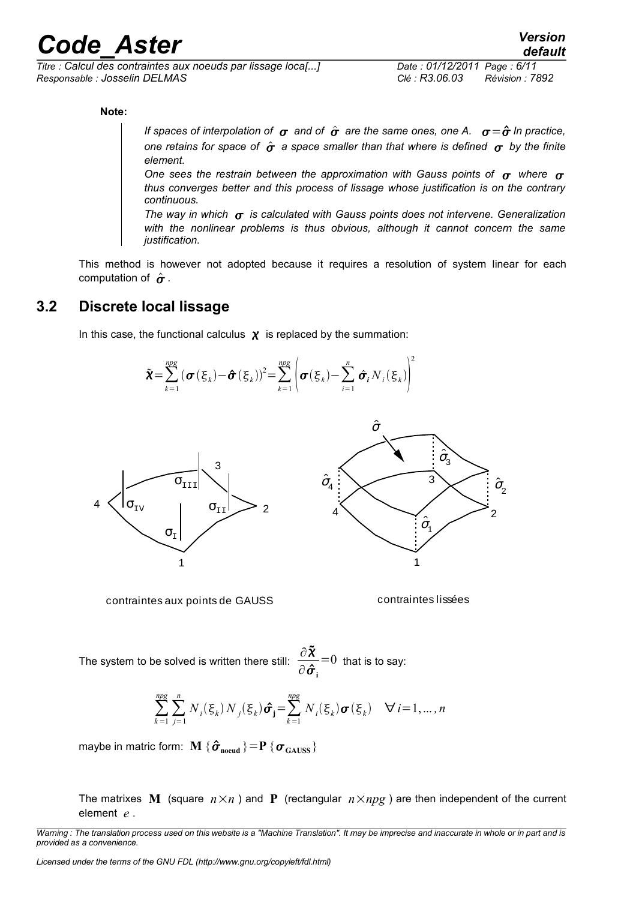**Note:**

> *If spaces of interpolation of $\boldsymbol{\sigma}$ and of $\hat{\boldsymbol{\sigma}}$ are the same ones, one A. $\boldsymbol{\sigma}=\hat{\boldsymbol{\sigma}}$ In practice, one retains for space of $\hat{\boldsymbol{\sigma}}$ a space smaller than that where is defined $\boldsymbol{\sigma}$ by the finite element.*
>
> *One sees the restrain between the approximation with Gauss points of $\boldsymbol{\sigma}$ where $\boldsymbol{\sigma}$ thus converges better and this process of lissage whose justification is on the contrary continuous.*
>
> *The way in which $\boldsymbol{\sigma}$ is calculated with Gauss points does not intervene. Generalization with the nonlinear problems is thus obvious, although it cannot concern the same justification.*

This method is however not adopted because it requires a resolution of system linear for each computation of $\hat{\boldsymbol{\sigma}}$.

## 3.2 Discrete local lissage

In this case, the functional calculus $\boldsymbol{\chi}$ is replaced by the summation:

$$\tilde{\boldsymbol{\chi}}=\sum_{k=1}^{npg}(\boldsymbol{\sigma}(\xi_k)-\hat{\boldsymbol{\sigma}}(\xi_k))^2=\sum_{k=1}^{npg}\left(\boldsymbol{\sigma}(\xi_k)-\sum_{i=1}^{n}\hat{\boldsymbol{\sigma}}_i N_i(\xi_k)\right)^2$$

contraintes aux points de GAUSS contraintes lissées

The system to be solved is written there still: $\dfrac{\partial\tilde{\boldsymbol{\chi}}}{\partial\hat{\boldsymbol{\sigma}}_{\mathbf{i}}}=0$ that is to say:

$$\sum_{k=1}^{npg}\sum_{j=1}^{n}N_i(\xi_k)N_j(\xi_k)\hat{\boldsymbol{\sigma}}_{\mathbf{j}}=\sum_{k=1}^{npg}N_i(\xi_k)\boldsymbol{\sigma}(\xi_k)\quad\forall i=1,\ldots,n$$

maybe in matric form: $\mathbf{M}\{\hat{\boldsymbol{\sigma}}_{\mathbf{noeud}}\}=\mathbf{P}\{\boldsymbol{\sigma}_{\mathbf{GAUSS}}\}$

The matrixes $\mathbf{M}$ (square $n\times n$ ) and $\mathbf{P}$ (rectangular $n\times npg$ ) are then independent of the current element $e$.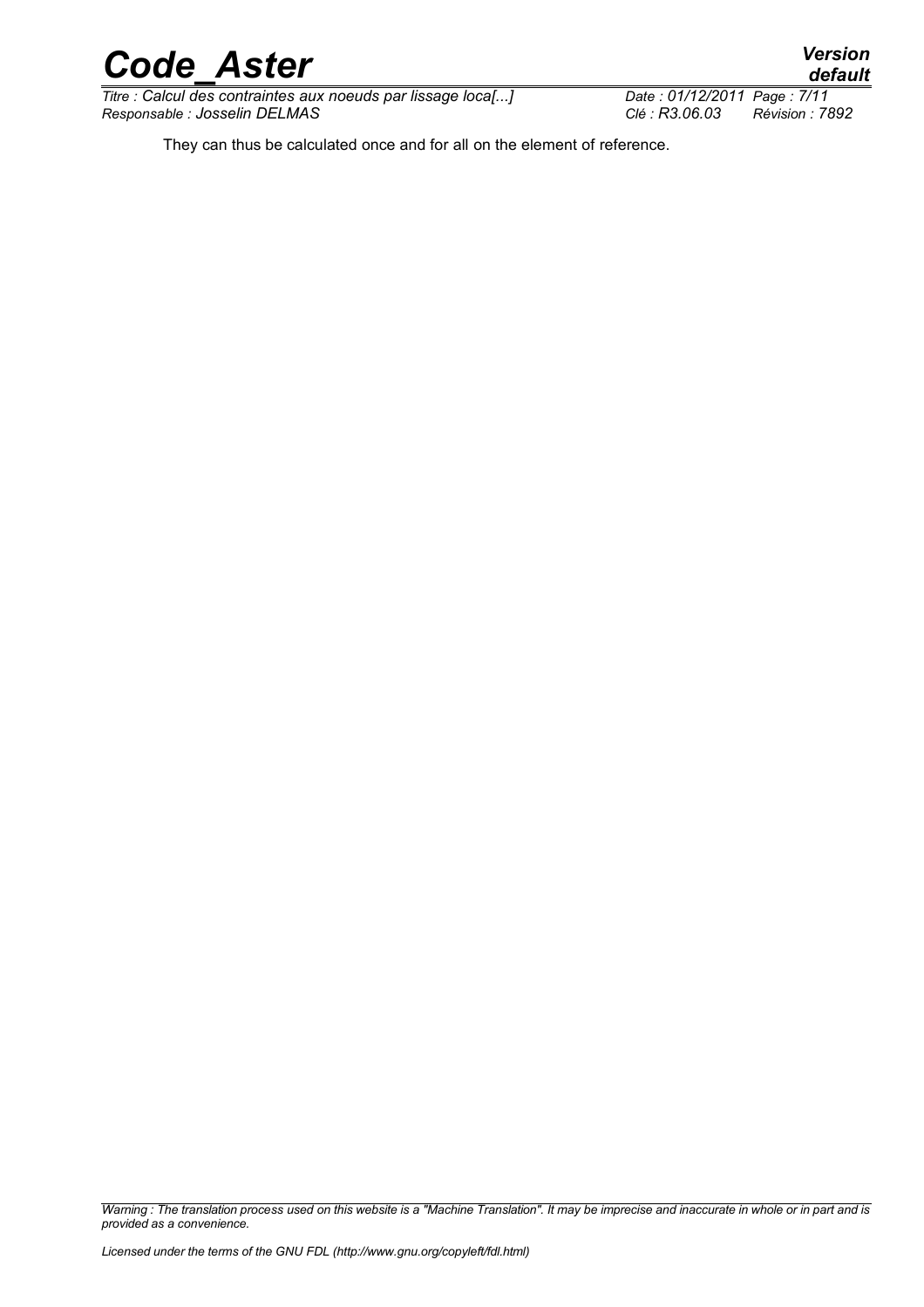They can thus be calculated once and for all on the element of reference.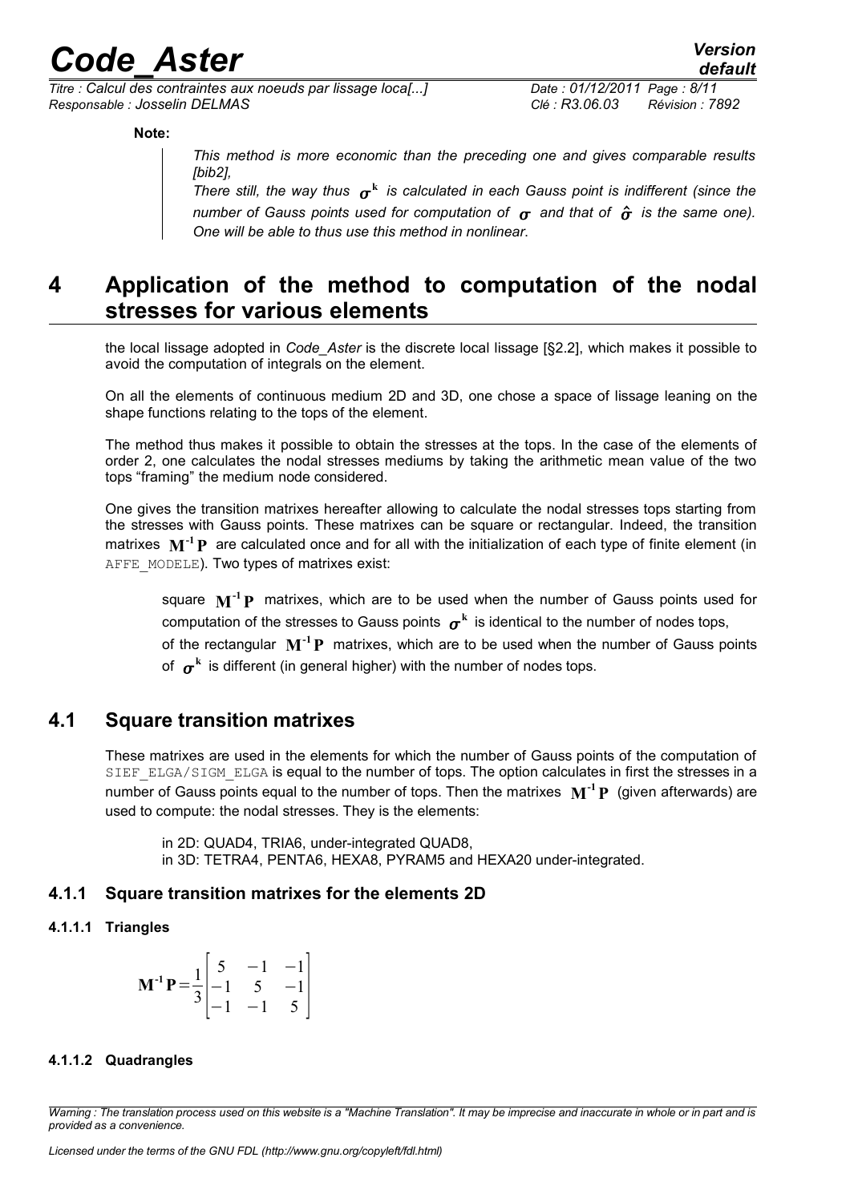**Note:**

> *This method is more economic than the preceding one and gives comparable results [bib2],*
> *There still, the way thus $\boldsymbol{\sigma}^{\mathbf{k}}$ is calculated in each Gauss point is indifferent (since the number of Gauss points used for computation of $\boldsymbol{\sigma}$ and that of $\hat{\boldsymbol{\sigma}}$ is the same one). One will be able to thus use this method in nonlinear.*

# 4 Application of the method to computation of the nodal stresses for various elements

the local lissage adopted in *Code_Aster* is the discrete local lissage [§2.2], which makes it possible to avoid the computation of integrals on the element.

On all the elements of continuous medium 2D and 3D, one chose a space of lissage leaning on the shape functions relating to the tops of the element.

The method thus makes it possible to obtain the stresses at the tops. In the case of the elements of order 2, one calculates the nodal stresses mediums by taking the arithmetic mean value of the two tops "framing" the medium node considered.

One gives the transition matrixes hereafter allowing to calculate the nodal stresses tops starting from the stresses with Gauss points. These matrixes can be square or rectangular. Indeed, the transition matrixes $\mathbf{M}^{-1}\mathbf{P}$ are calculated once and for all with the initialization of each type of finite element (in `AFFE_MODELE`). Two types of matrixes exist:

square $\mathbf{M}^{-1}\mathbf{P}$ matrixes, which are to be used when the number of Gauss points used for computation of the stresses to Gauss points $\boldsymbol{\sigma}^{\mathbf{k}}$ is identical to the number of nodes tops,

of the rectangular $\mathbf{M}^{-1}\mathbf{P}$ matrixes, which are to be used when the number of Gauss points of $\boldsymbol{\sigma}^{\mathbf{k}}$ is different (in general higher) with the number of nodes tops.

## 4.1 Square transition matrixes

These matrixes are used in the elements for which the number of Gauss points of the computation of `SIEF_ELGA/SIGM_ELGA` is equal to the number of tops. The option calculates in first the stresses in a number of Gauss points equal to the number of tops. Then the matrixes $\mathbf{M}^{-1}\mathbf{P}$ (given afterwards) are used to compute: the nodal stresses. They is the elements:

in 2D: QUAD4, TRIA6, under-integrated QUAD8,
in 3D: TETRA4, PENTA6, HEXA8, PYRAM5 and HEXA20 under-integrated.

### 4.1.1 Square transition matrixes for the elements 2D

#### 4.1.1.1 Triangles

$$\mathbf{M}^{-1}\mathbf{P} = \frac{1}{3}\begin{bmatrix} 5 & -1 & -1 \\ -1 & 5 & -1 \\ -1 & -1 & 5 \end{bmatrix}$$

#### 4.1.1.2 Quadrangles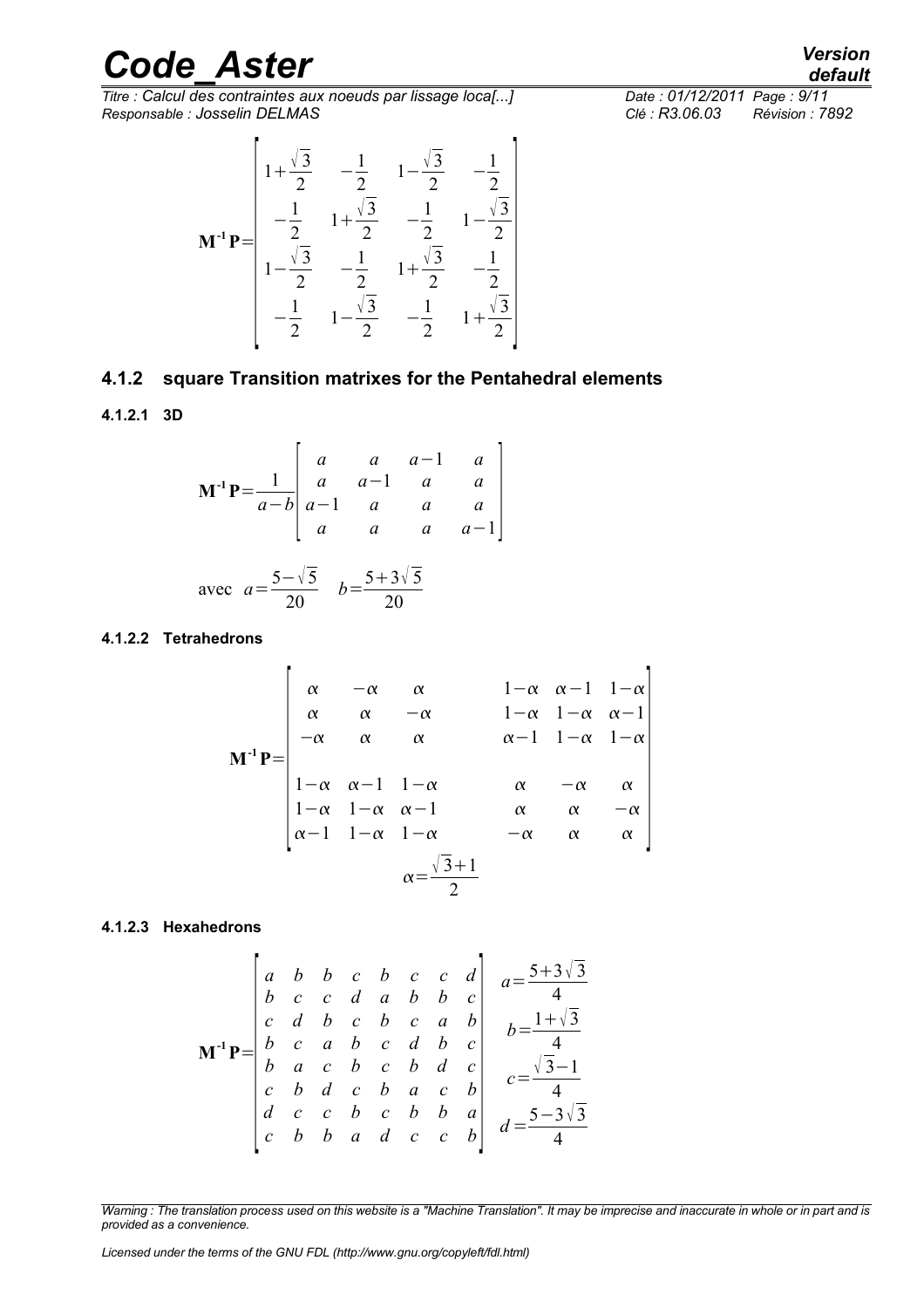$$\mathbf{M}^{-1}\mathbf{P}=\begin{bmatrix} 1+\frac{\sqrt{3}}{2} & -\frac{1}{2} & 1-\frac{\sqrt{3}}{2} & -\frac{1}{2} \\ -\frac{1}{2} & 1+\frac{\sqrt{3}}{2} & -\frac{1}{2} & 1-\frac{\sqrt{3}}{2} \\ 1-\frac{\sqrt{3}}{2} & -\frac{1}{2} & 1+\frac{\sqrt{3}}{2} & -\frac{1}{2} \\ -\frac{1}{2} & 1-\frac{\sqrt{3}}{2} & -\frac{1}{2} & 1+\frac{\sqrt{3}}{2} \end{bmatrix}$$

### 4.1.2 square Transition matrixes for the Pentahedral elements

#### 4.1.2.1 3D

$$\mathbf{M}^{-1}\mathbf{P}=\frac{1}{a-b}\begin{bmatrix} a & a & a-1 & a \\ a & a-1 & a & a \\ a-1 & a & a & a \\ a & a & a & a-1 \end{bmatrix}$$

avec $a=\frac{5-\sqrt{5}}{20}\quad b=\frac{5+3\sqrt{5}}{20}$

#### 4.1.2.2 Tetrahedrons

$$\mathbf{M}^{-1}\mathbf{P}=\begin{bmatrix} \alpha & -\alpha & \alpha & 1-\alpha & \alpha-1 & 1-\alpha \\ \alpha & \alpha & -\alpha & 1-\alpha & 1-\alpha & \alpha-1 \\ -\alpha & \alpha & \alpha & \alpha-1 & 1-\alpha & 1-\alpha \\ 1-\alpha & \alpha-1 & 1-\alpha & \alpha & -\alpha & \alpha \\ 1-\alpha & 1-\alpha & \alpha-1 & \alpha & \alpha & -\alpha \\ \alpha-1 & 1-\alpha & 1-\alpha & -\alpha & \alpha & \alpha \end{bmatrix}$$

$$\alpha=\frac{\sqrt{3}+1}{2}$$

#### 4.1.2.3 Hexahedrons

$$\mathbf{M}^{-1}\mathbf{P}=\begin{bmatrix} a & b & b & c & b & c & c & d \\ b & c & c & d & a & b & b & c \\ c & d & b & c & b & c & a & b \\ b & c & a & b & c & d & b & c \\ b & a & c & b & c & b & d & c \\ c & b & d & c & b & a & c & b \\ d & c & c & b & c & b & b & a \\ c & b & b & a & d & c & c & b \end{bmatrix}\quad \begin{aligned} a&=\frac{5+3\sqrt{3}}{4} \\ b&=\frac{1+\sqrt{3}}{4} \\ c&=\frac{\sqrt{3}-1}{4} \\ d&=\frac{5-3\sqrt{3}}{4} \end{aligned}$$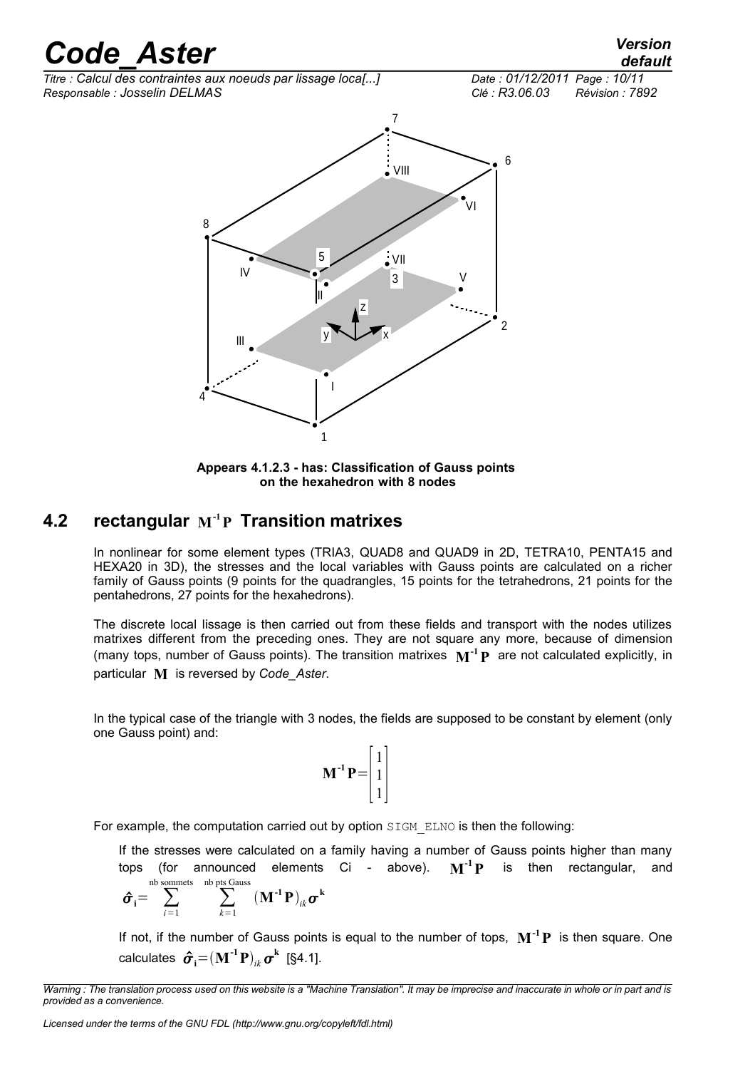Appears 4.1.2.3 - has: Classification of Gauss points on the hexahedron with 8 nodes

## 4.2 rectangular $\mathbf{M^{-1}P}$ Transition matrixes

In nonlinear for some element types (TRIA3, QUAD8 and QUAD9 in 2D, TETRA10, PENTA15 and HEXA20 in 3D), the stresses and the local variables with Gauss points are calculated on a richer family of Gauss points (9 points for the quadrangles, 15 points for the tetrahedrons, 21 points for the pentahedrons, 27 points for the hexahedrons).

The discrete local lissage is then carried out from these fields and transport with the nodes utilizes matrixes different from the preceding ones. They are not square any more, because of dimension (many tops, number of Gauss points). The transition matrixes $\mathbf{M^{-1}P}$ are not calculated explicitly, in particular $\mathbf{M}$ is reversed by *Code_Aster*.

In the typical case of the triangle with 3 nodes, the fields are supposed to be constant by element (only one Gauss point) and:

$$\mathbf{M^{-1}P}=\begin{bmatrix}1\\1\\1\end{bmatrix}$$

For example, the computation carried out by option SIGM_ELNO is then the following:

If the stresses were calculated on a family having a number of Gauss points higher than many tops (for announced elements Ci - above). $\mathbf{M^{-1}P}$ is then rectangular, and $\hat{\boldsymbol{\sigma}}_{\mathbf{i}}=\sum_{i=1}^{\text{nb sommets}}\sum_{k=1}^{\text{nb pts Gauss}}(\mathbf{M^{-1}P})_{ik}\boldsymbol{\sigma}^{\mathbf{k}}$

If not, if the number of Gauss points is equal to the number of tops, $\mathbf{M^{-1}P}$ is then square. One calculates $\hat{\boldsymbol{\sigma}}_{\mathbf{i}}=(\mathbf{M^{-1}P})_{ik}\boldsymbol{\sigma}^{\mathbf{k}}$ [§4.1].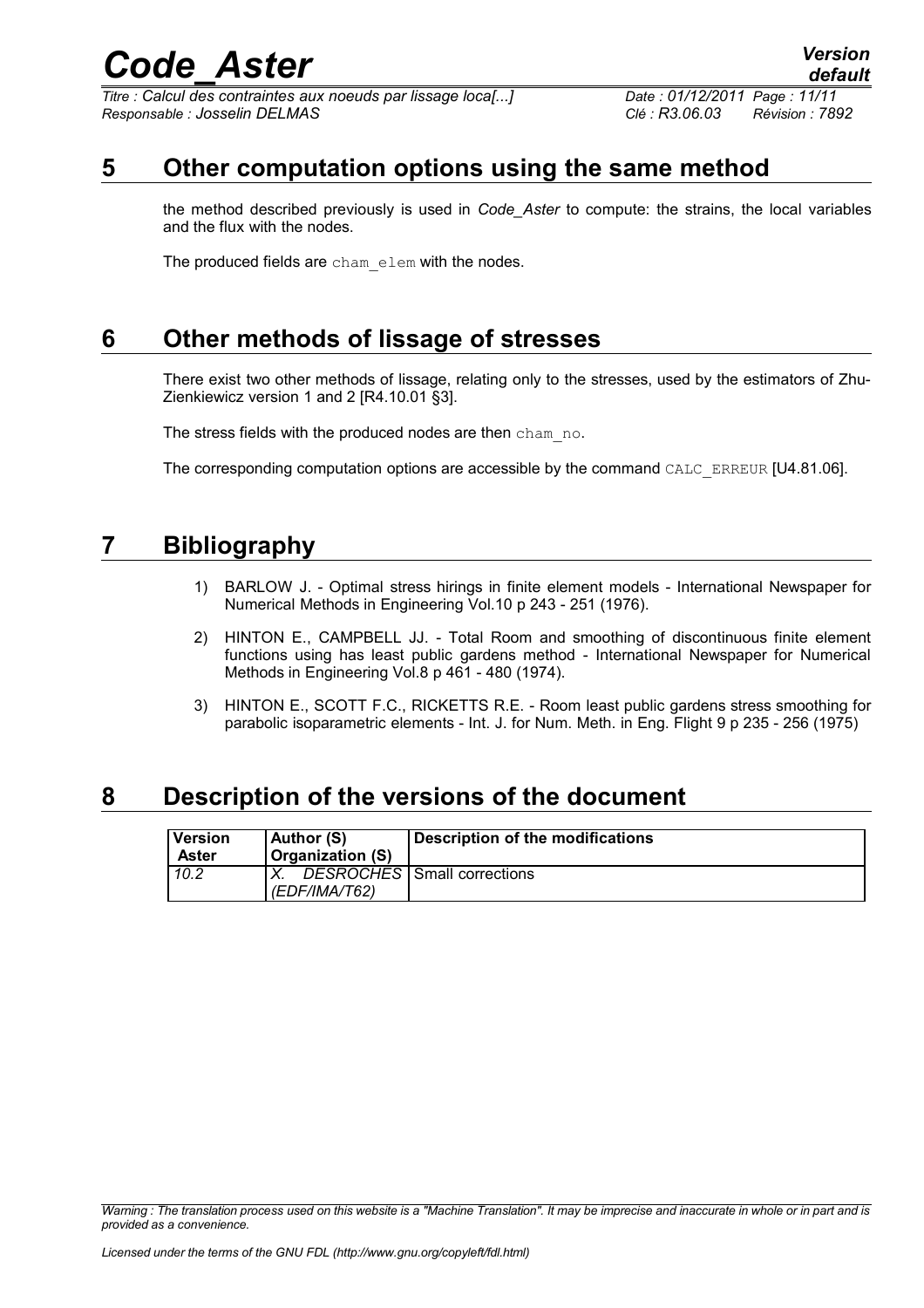## 5 Other computation options using the same method

the method described previously is used in *Code_Aster* to compute: the strains, the local variables and the flux with the nodes.

The produced fields are `cham_elem` with the nodes.

## 6 Other methods of lissage of stresses

There exist two other methods of lissage, relating only to the stresses, used by the estimators of Zhu-Zienkiewicz version 1 and 2 [R4.10.01 §3].

The stress fields with the produced nodes are then `cham_no`.

The corresponding computation options are accessible by the command `CALC_ERREUR` [U4.81.06].

## 7 Bibliography

1) BARLOW J. - Optimal stress hirings in finite element models - International Newspaper for Numerical Methods in Engineering Vol.10 p 243 - 251 (1976).

2) HINTON E., CAMPBELL JJ. - Total Room and smoothing of discontinuous finite element functions using has least public gardens method - International Newspaper for Numerical Methods in Engineering Vol.8 p 461 - 480 (1974).

3) HINTON E., SCOTT F.C., RICKETTS R.E. - Room least public gardens stress smoothing for parabolic isoparametric elements - Int. J. for Num. Meth. in Eng. Flight 9 p 235 - 256 (1975)

## 8 Description of the versions of the document

| Version Aster | Author (S) Organization (S) | Description of the modifications |
|---|---|---|
| *10.2* | *X. DESROCHES (EDF/IMA/T62)* | Small corrections |